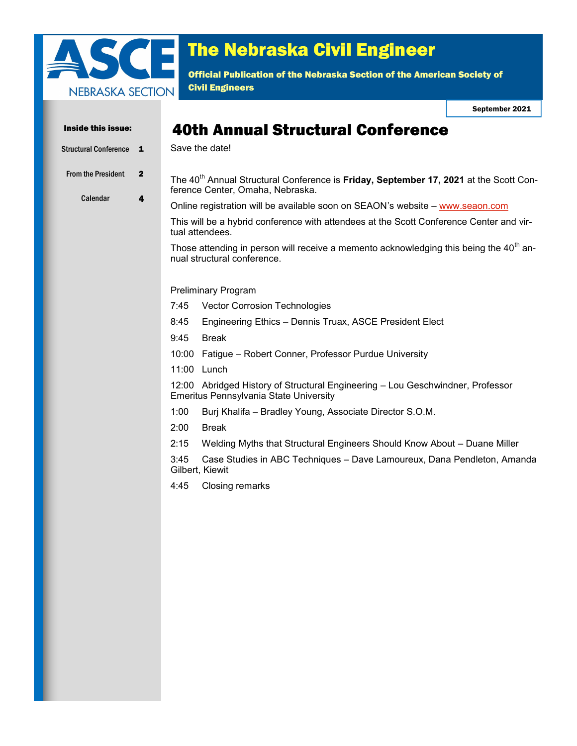# The Nebraska Civil Engineer

**Official Publication of the Nebraska Section of the American Society of Civil Engineers**

September 2021

**Inside this issue:**

| | |
|---|---|
| Structural Conference | 1 |
| From the President | 2 |
| Calendar | 4 |

## 40th Annual Structural Conference

Save the date!

The 40th Annual Structural Conference is **Friday, September 17, 2021** at the Scott Conference Center, Omaha, Nebraska.

Online registration will be available soon on SEAON's website – www.seaon.com

This will be a hybrid conference with attendees at the Scott Conference Center and virtual attendees.

Those attending in person will receive a memento acknowledging this being the 40th annual structural conference.

Preliminary Program

7:45 Vector Corrosion Technologies

8:45 Engineering Ethics – Dennis Truax, ASCE President Elect

9:45 Break

10:00 Fatigue – Robert Conner, Professor Purdue University

11:00 Lunch

12:00 Abridged History of Structural Engineering – Lou Geschwindner, Professor Emeritus Pennsylvania State University

1:00 Burj Khalifa – Bradley Young, Associate Director S.O.M.

2:00 Break

2:15 Welding Myths that Structural Engineers Should Know About – Duane Miller

3:45 Case Studies in ABC Techniques – Dave Lamoureux, Dana Pendleton, Amanda Gilbert, Kiewit

4:45 Closing remarks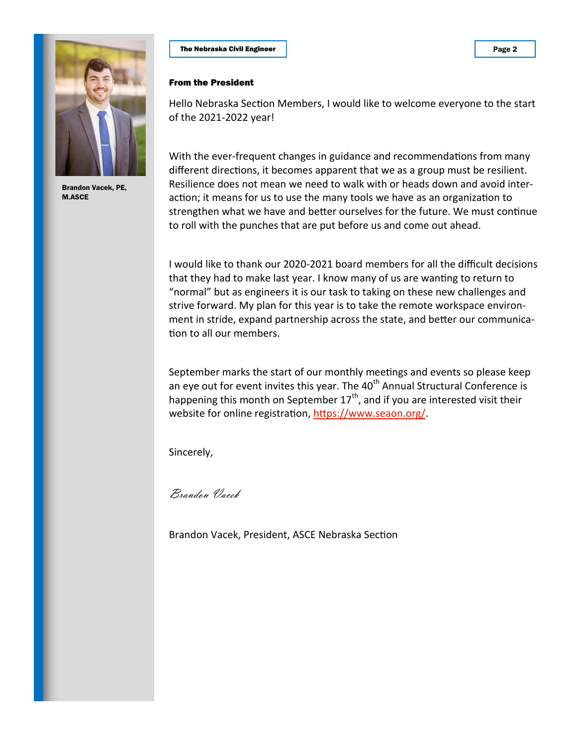Brandon Vacek, PE, M.ASCE

## From the President

Hello Nebraska Section Members, I would like to welcome everyone to the start of the 2021-2022 year!

With the ever-frequent changes in guidance and recommendations from many different directions, it becomes apparent that we as a group must be resilient. Resilience does not mean we need to walk with or heads down and avoid interaction; it means for us to use the many tools we have as an organization to strengthen what we have and better ourselves for the future. We must continue to roll with the punches that are put before us and come out ahead.

I would like to thank our 2020-2021 board members for all the difficult decisions that they had to make last year. I know many of us are wanting to return to "normal" but as engineers it is our task to taking on these new challenges and strive forward. My plan for this year is to take the remote workspace environment in stride, expand partnership across the state, and better our communication to all our members.

September marks the start of our monthly meetings and events so please keep an eye out for event invites this year. The 40th Annual Structural Conference is happening this month on September 17th, and if you are interested visit their website for online registration, https://www.seaon.org/.

Sincerely,

*Brandon Vacek*

Brandon Vacek, President, ASCE Nebraska Section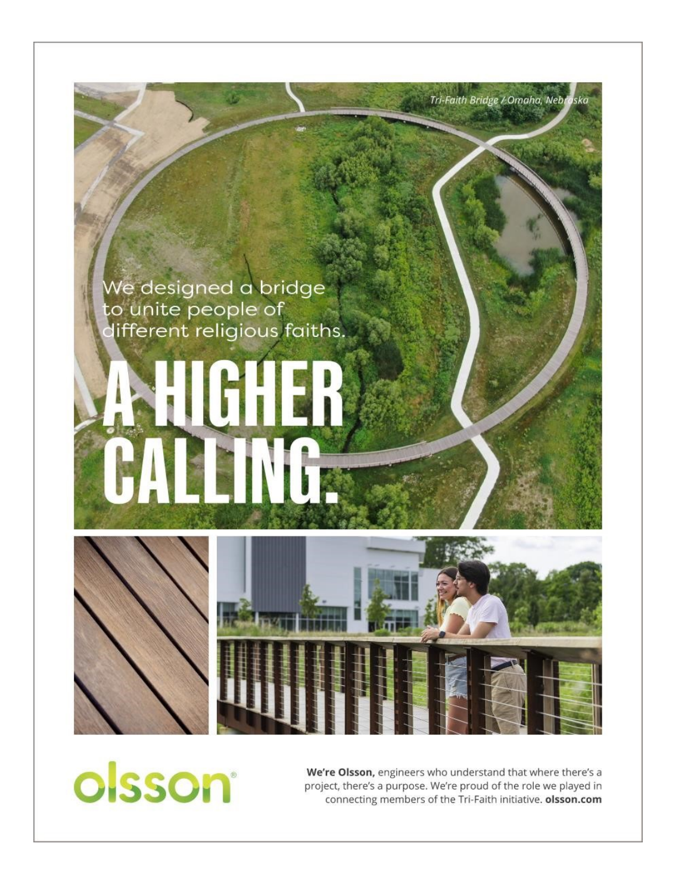*Tri-Faith Bridge / Omaha, Nebraska*

We designed a bridge to unite people of different religious faiths.

# A HIGHER CALLING.

olsson®

**We're Olsson,** engineers who understand that where there's a project, there's a purpose. We're proud of the role we played in connecting members of the Tri-Faith initiative. **olsson.com**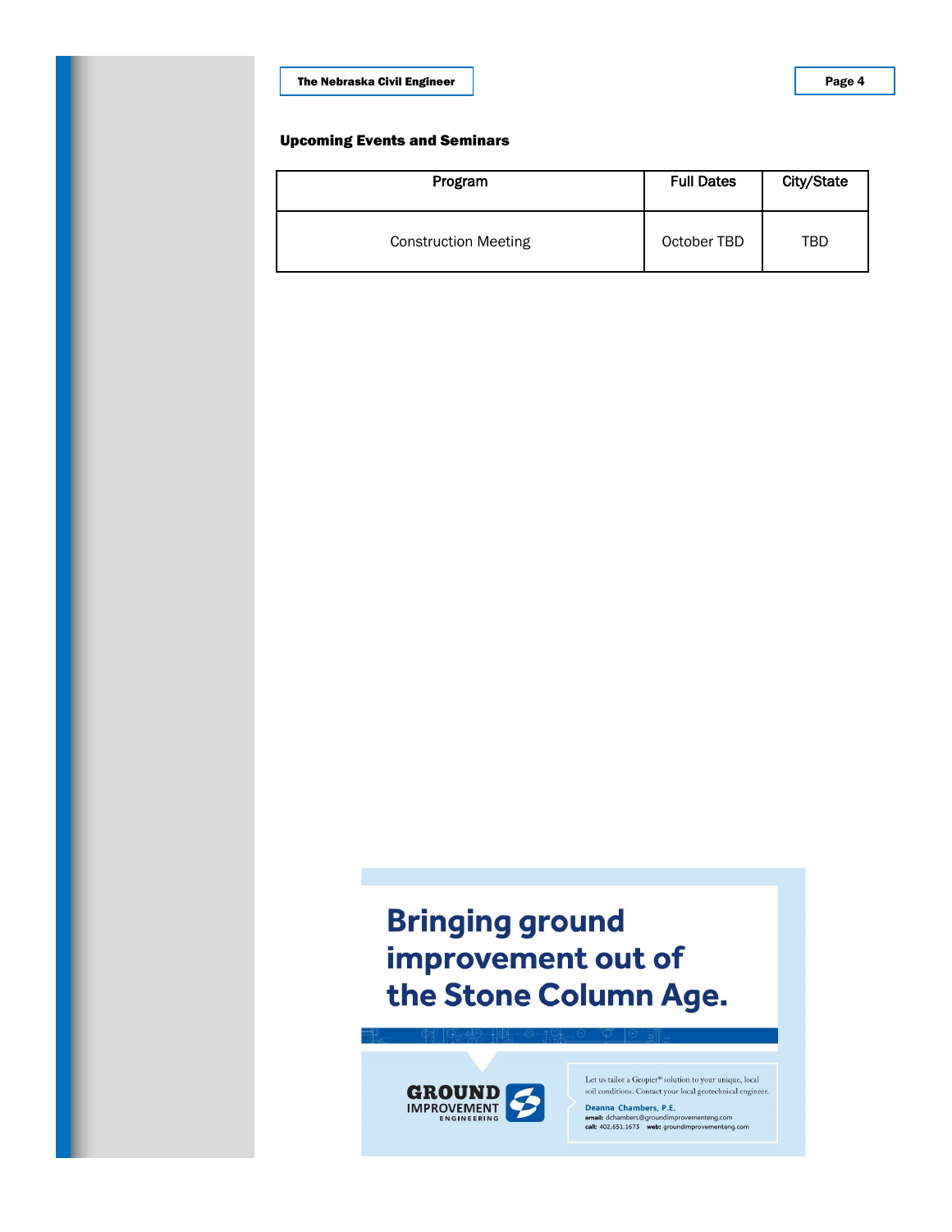### Upcoming Events and Seminars

| Program | Full Dates | City/State |
| --- | --- | --- |
| Construction Meeting | October TBD | TBD |

**Bringing ground improvement out of the Stone Column Age.**

GROUND IMPROVEMENT ENGINEERING

Let us tailor a Geopier® solution to your unique, local soil conditions. Contact your local geotechnical engineer.

**Deanna Chambers, P.E.**
**email:** dchambers@groundimprovementeng.com
**call:** 402.651.1673 **web:** groundimprovementeng.com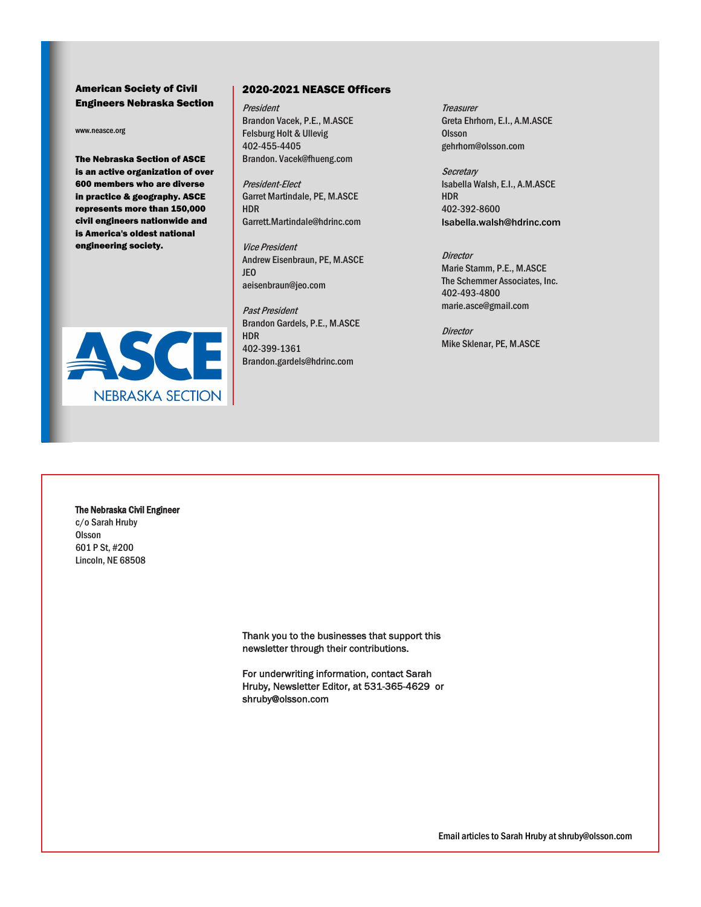**American Society of Civil Engineers Nebraska Section**

www.neasce.org

**The Nebraska Section of ASCE is an active organization of over 600 members who are diverse in practice & geography. ASCE represents more than 150,000 civil engineers nationwide and is America's oldest national engineering society.**

ASCE NEBRASKA SECTION

## 2020-2021 NEASCE Officers

*President*
Brandon Vacek, P.E., M.ASCE
Felsburg Holt & Ullevig
402-455-4405
Brandon. Vacek@fhueng.com

*President-Elect*
Garret Martindale, PE, M.ASCE
HDR
Garrett.Martindale@hdrinc.com

*Vice President*
Andrew Eisenbraun, PE, M.ASCE
JEO
aeisenbraun@jeo.com

*Past President*
Brandon Gardels, P.E., M.ASCE
HDR
402-399-1361
Brandon.gardels@hdrinc.com

*Treasurer*
Greta Ehrhorn, E.I., A.M.ASCE
Olsson
gehrhorn@olsson.com

*Secretary*
Isabella Walsh, E.I., A.M.ASCE
HDR
402-392-8600
Isabella.walsh@hdrinc.com

*Director*
Marie Stamm, P.E., M.ASCE
The Schemmer Associates, Inc.
402-493-4800
marie.asce@gmail.com

*Director*
Mike Sklenar, PE, M.ASCE

---

**The Nebraska Civil Engineer**
c/o Sarah Hruby
Olsson
601 P St, #200
Lincoln, NE 68508

Thank you to the businesses that support this newsletter through their contributions.

For underwriting information, contact Sarah Hruby, Newsletter Editor, at 531-365-4629 or shruby@olsson.com

Email articles to Sarah Hruby at shruby@olsson.com